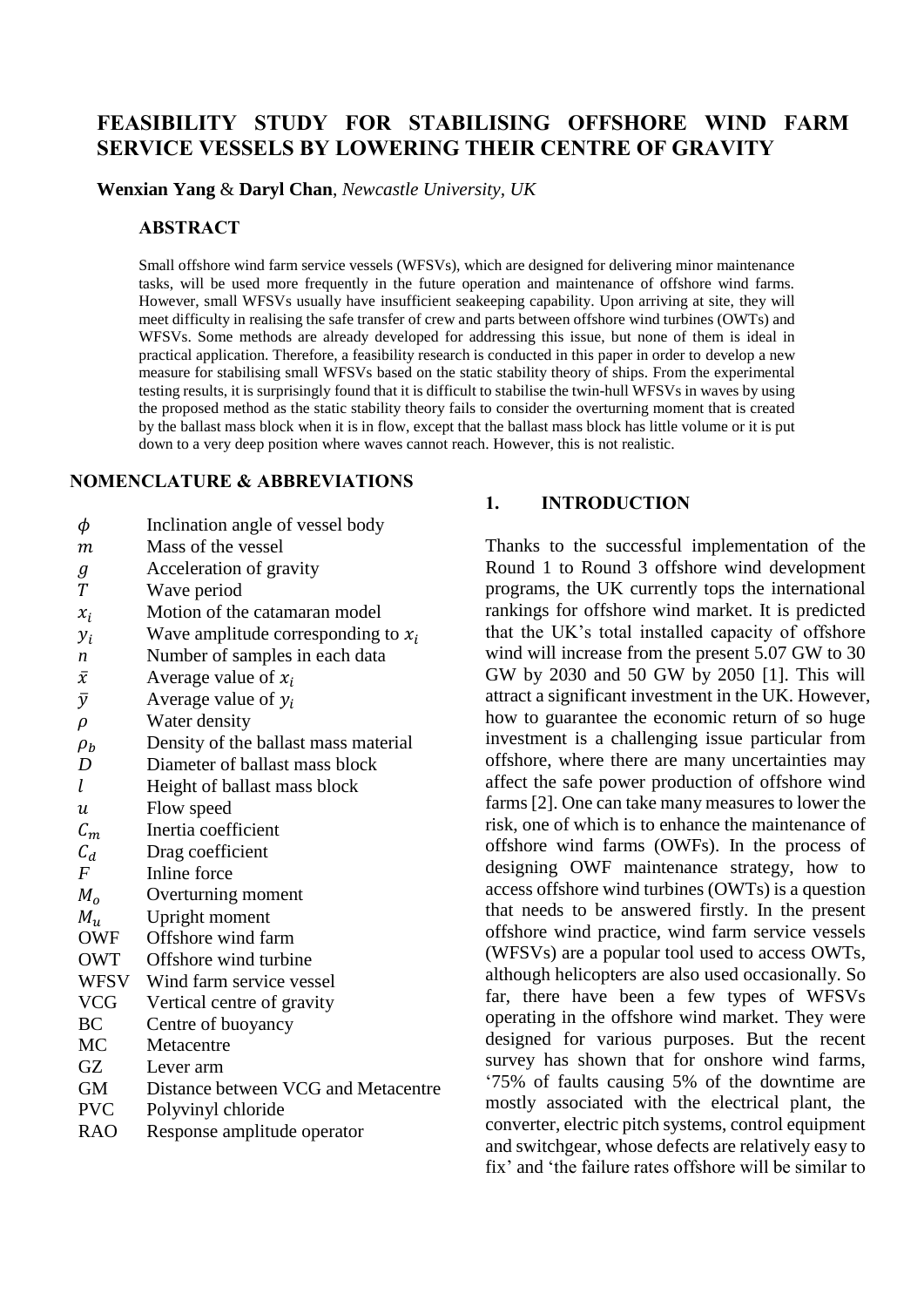# FEASIBILITY STUDY FOR STABILISING OFFSHORE WIND FARM SERVICE VESSELS BY LOWERING THEIR CENTRE OF GRAVITY

**Wenxian Yang** & **Daryl Chan**, *Newcastle University, UK*

## ABSTRACT

Small offshore wind farm service vessels (WFSVs), which are designed for delivering minor maintenance tasks, will be used more frequently in the future operation and maintenance of offshore wind farms. However, small WFSVs usually have insufficient seakeeping capability. Upon arriving at site, they will meet difficulty in realising the safe transfer of crew and parts between offshore wind turbines (OWTs) and WFSVs. Some methods are already developed for addressing this issue, but none of them is ideal in practical application. Therefore, a feasibility research is conducted in this paper in order to develop a new measure for stabilising small WFSVs based on the static stability theory of ships. From the experimental testing results, it is surprisingly found that it is difficult to stabilise the twin-hull WFSVs in waves by using the proposed method as the static stability theory fails to consider the overturning moment that is created by the ballast mass block when it is in flow, except that the ballast mass block has little volume or it is put down to a very deep position where waves cannot reach. However, this is not realistic.

## NOMENCLATURE & ABBREVIATIONS

| | |
|---|---|
| $\phi$ | Inclination angle of vessel body |
| $m$ | Mass of the vessel |
| $g$ | Acceleration of gravity |
| $T$ | Wave period |
| $x_i$ | Motion of the catamaran model |
| $y_i$ | Wave amplitude corresponding to $x_i$ |
| $n$ | Number of samples in each data |
| $\bar{x}$ | Average value of $x_i$ |
| $\bar{y}$ | Average value of $y_i$ |
| $\rho$ | Water density |
| $\rho_b$ | Density of the ballast mass material |
| $D$ | Diameter of ballast mass block |
| $l$ | Height of ballast mass block |
| $u$ | Flow speed |
| $C_m$ | Inertia coefficient |
| $C_d$ | Drag coefficient |
| $F$ | Inline force |
| $M_o$ | Overturning moment |
| $M_u$ | Upright moment |
| OWF | Offshore wind farm |
| OWT | Offshore wind turbine |
| WFSV | Wind farm service vessel |
| VCG | Vertical centre of gravity |
| BC | Centre of buoyancy |
| MC | Metacentre |
| GZ | Lever arm |
| GM | Distance between VCG and Metacentre |
| PVC | Polyvinyl chloride |
| RAO | Response amplitude operator |

## 1. INTRODUCTION

Thanks to the successful implementation of the Round 1 to Round 3 offshore wind development programs, the UK currently tops the international rankings for offshore wind market. It is predicted that the UK's total installed capacity of offshore wind will increase from the present 5.07 GW to 30 GW by 2030 and 50 GW by 2050 [1]. This will attract a significant investment in the UK. However, how to guarantee the economic return of so huge investment is a challenging issue particular from offshore, where there are many uncertainties may affect the safe power production of offshore wind farms [2]. One can take many measures to lower the risk, one of which is to enhance the maintenance of offshore wind farms (OWFs). In the process of designing OWF maintenance strategy, how to access offshore wind turbines (OWTs) is a question that needs to be answered firstly. In the present offshore wind practice, wind farm service vessels (WFSVs) are a popular tool used to access OWTs, although helicopters are also used occasionally. So far, there have been a few types of WFSVs operating in the offshore wind market. They were designed for various purposes. But the recent survey has shown that for onshore wind farms, '75% of faults causing 5% of the downtime are mostly associated with the electrical plant, the converter, electric pitch systems, control equipment and switchgear, whose defects are relatively easy to fix' and 'the failure rates offshore will be similar to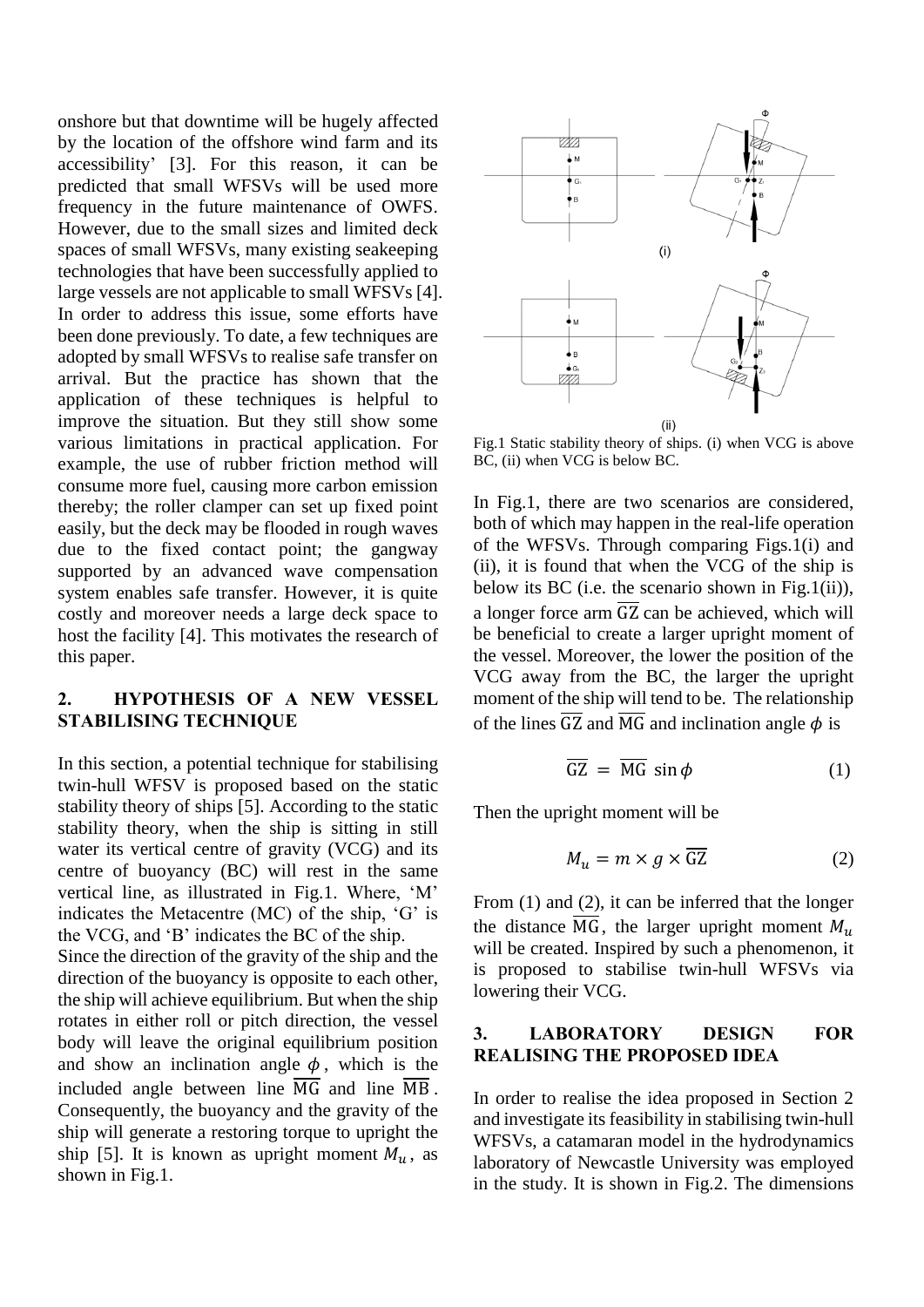onshore but that downtime will be hugely affected by the location of the offshore wind farm and its accessibility' [3]. For this reason, it can be predicted that small WFSVs will be used more frequency in the future maintenance of OWFS. However, due to the small sizes and limited deck spaces of small WFSVs, many existing seakeeping technologies that have been successfully applied to large vessels are not applicable to small WFSVs [4]. In order to address this issue, some efforts have been done previously. To date, a few techniques are adopted by small WFSVs to realise safe transfer on arrival. But the practice has shown that the application of these techniques is helpful to improve the situation. But they still show some various limitations in practical application. For example, the use of rubber friction method will consume more fuel, causing more carbon emission thereby; the roller clamper can set up fixed point easily, but the deck may be flooded in rough waves due to the fixed contact point; the gangway supported by an advanced wave compensation system enables safe transfer. However, it is quite costly and moreover needs a large deck space to host the facility [4]. This motivates the research of this paper.

## 2. HYPOTHESIS OF A NEW VESSEL STABILISING TECHNIQUE

In this section, a potential technique for stabilising twin-hull WFSV is proposed based on the static stability theory of ships [5]. According to the static stability theory, when the ship is sitting in still water its vertical centre of gravity (VCG) and its centre of buoyancy (BC) will rest in the same vertical line, as illustrated in Fig.1. Where, 'M' indicates the Metacentre (MC) of the ship, 'G' is the VCG, and 'B' indicates the BC of the ship.

Since the direction of the gravity of the ship and the direction of the buoyancy is opposite to each other, the ship will achieve equilibrium. But when the ship rotates in either roll or pitch direction, the vessel body will leave the original equilibrium position and show an inclination angle $\phi$, which is the included angle between line $\overline{\mathrm{MG}}$ and line $\overline{\mathrm{MB}}$. Consequently, the buoyancy and the gravity of the ship will generate a restoring torque to upright the ship [5]. It is known as upright moment $M_u$, as shown in Fig.1.

Fig.1 Static stability theory of ships. (i) when VCG is above BC, (ii) when VCG is below BC.

In Fig.1, there are two scenarios are considered, both of which may happen in the real-life operation of the WFSVs. Through comparing Figs.1(i) and (ii), it is found that when the VCG of the ship is below its BC (i.e. the scenario shown in Fig.1(ii)), a longer force arm $\overline{\mathrm{GZ}}$ can be achieved, which will be beneficial to create a larger upright moment of the vessel. Moreover, the lower the position of the VCG away from the BC, the larger the upright moment of the ship will tend to be. The relationship of the lines $\overline{\mathrm{GZ}}$ and $\overline{\mathrm{MG}}$ and inclination angle $\phi$ is

$$\overline{\mathrm{GZ}} = \overline{\mathrm{MG}} \sin\phi \tag{1}$$

Then the upright moment will be

$$M_u = m \times g \times \overline{\mathrm{GZ}} \tag{2}$$

From (1) and (2), it can be inferred that the longer the distance $\overline{\mathrm{MG}}$, the larger upright moment $M_u$ will be created. Inspired by such a phenomenon, it is proposed to stabilise twin-hull WFSVs via lowering their VCG.

## 3. LABORATORY DESIGN FOR REALISING THE PROPOSED IDEA

In order to realise the idea proposed in Section 2 and investigate its feasibility in stabilising twin-hull WFSVs, a catamaran model in the hydrodynamics laboratory of Newcastle University was employed in the study. It is shown in Fig.2. The dimensions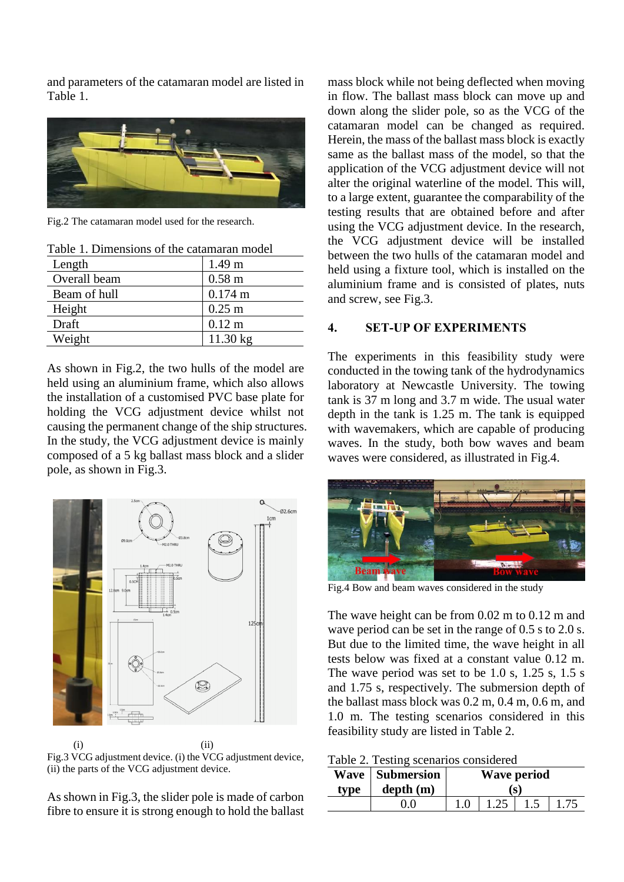and parameters of the catamaran model are listed in Table 1.

Fig.2 The catamaran model used for the research.

Table 1. Dimensions of the catamaran model

| | |
|---|---|
| Length | 1.49 m |
| Overall beam | 0.58 m |
| Beam of hull | 0.174 m |
| Height | 0.25 m |
| Draft | 0.12 m |
| Weight | 11.30 kg |

As shown in Fig.2, the two hulls of the model are held using an aluminium frame, which also allows the installation of a customised PVC base plate for holding the VCG adjustment device whilst not causing the permanent change of the ship structures. In the study, the VCG adjustment device is mainly composed of a 5 kg ballast mass block and a slider pole, as shown in Fig.3.

(i) (ii)

Fig.3 VCG adjustment device. (i) the VCG adjustment device, (ii) the parts of the VCG adjustment device.

As shown in Fig.3, the slider pole is made of carbon fibre to ensure it is strong enough to hold the ballast mass block while not being deflected when moving in flow. The ballast mass block can move up and down along the slider pole, so as the VCG of the catamaran model can be changed as required. Herein, the mass of the ballast mass block is exactly same as the ballast mass of the model, so that the application of the VCG adjustment device will not alter the original waterline of the model. This will, to a large extent, guarantee the comparability of the testing results that are obtained before and after using the VCG adjustment device. In the research, the VCG adjustment device will be installed between the two hulls of the catamaran model and held using a fixture tool, which is installed on the aluminium frame and is consisted of plates, nuts and screw, see Fig.3.

## 4. SET-UP OF EXPERIMENTS

The experiments in this feasibility study were conducted in the towing tank of the hydrodynamics laboratory at Newcastle University. The towing tank is 37 m long and 3.7 m wide. The usual water depth in the tank is 1.25 m. The tank is equipped with wavemakers, which are capable of producing waves. In the study, both bow waves and beam waves were considered, as illustrated in Fig.4.

Fig.4 Bow and beam waves considered in the study

The wave height can be from 0.02 m to 0.12 m and wave period can be set in the range of 0.5 s to 2.0 s. But due to the limited time, the wave height in all tests below was fixed at a constant value 0.12 m. The wave period was set to be 1.0 s, 1.25 s, 1.5 s and 1.75 s, respectively. The submersion depth of the ballast mass block was 0.2 m, 0.4 m, 0.6 m, and 1.0 m. The testing scenarios considered in this feasibility study are listed in Table 2.

Table 2. Testing scenarios considered

| **Wave type** | **Submersion depth (m)** | **Wave period (s)** | | | |
|---|---|---|---|---|---|
| | 0.0 | 1.0 | 1.25 | 1.5 | 1.75 |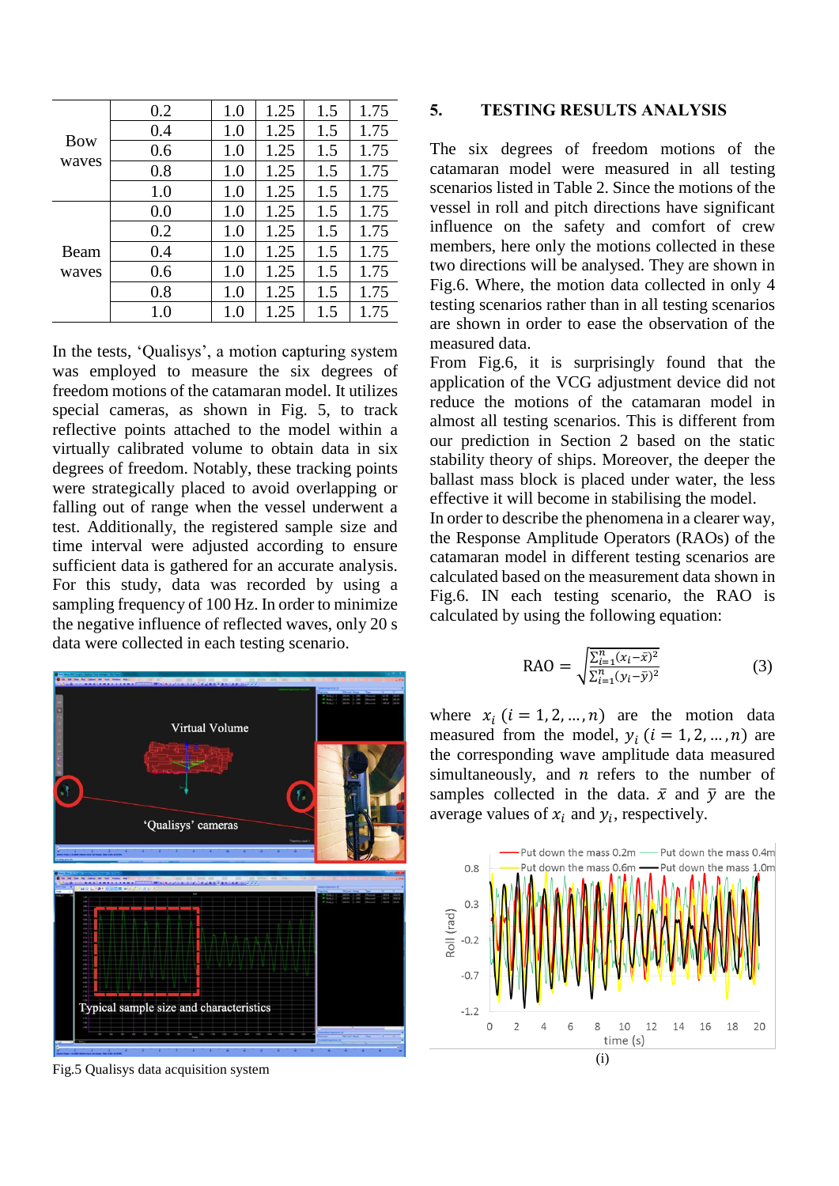| | | | | | |
|---|---|---|---|---|---|
| Bow waves | 0.2 | 1.0 | 1.25 | 1.5 | 1.75 |
| | 0.4 | 1.0 | 1.25 | 1.5 | 1.75 |
| | 0.6 | 1.0 | 1.25 | 1.5 | 1.75 |
| | 0.8 | 1.0 | 1.25 | 1.5 | 1.75 |
| | 1.0 | 1.0 | 1.25 | 1.5 | 1.75 |
| Beam waves | 0.0 | 1.0 | 1.25 | 1.5 | 1.75 |
| | 0.2 | 1.0 | 1.25 | 1.5 | 1.75 |
| | 0.4 | 1.0 | 1.25 | 1.5 | 1.75 |
| | 0.6 | 1.0 | 1.25 | 1.5 | 1.75 |
| | 0.8 | 1.0 | 1.25 | 1.5 | 1.75 |
| | 1.0 | 1.0 | 1.25 | 1.5 | 1.75 |

In the tests, 'Qualisys', a motion capturing system was employed to measure the six degrees of freedom motions of the catamaran model. It utilizes special cameras, as shown in Fig. 5, to track reflective points attached to the model within a virtually calibrated volume to obtain data in six degrees of freedom. Notably, these tracking points were strategically placed to avoid overlapping or falling out of range when the vessel underwent a test. Additionally, the registered sample size and time interval were adjusted according to ensure sufficient data is gathered for an accurate analysis. For this study, data was recorded by using a sampling frequency of 100 Hz. In order to minimize the negative influence of reflected waves, only 20 s data were collected in each testing scenario.

Fig.5 Qualisys data acquisition system

## 5. TESTING RESULTS ANALYSIS

The six degrees of freedom motions of the catamaran model were measured in all testing scenarios listed in Table 2. Since the motions of the vessel in roll and pitch directions have significant influence on the safety and comfort of crew members, here only the motions collected in these two directions will be analysed. They are shown in Fig.6. Where, the motion data collected in only 4 testing scenarios rather than in all testing scenarios are shown in order to ease the observation of the measured data.

From Fig.6, it is surprisingly found that the application of the VCG adjustment device did not reduce the motions of the catamaran model in almost all testing scenarios. This is different from our prediction in Section 2 based on the static stability theory of ships. Moreover, the deeper the ballast mass block is placed under water, the less effective it will become in stabilising the model.

In order to describe the phenomena in a clearer way, the Response Amplitude Operators (RAOs) of the catamaran model in different testing scenarios are calculated based on the measurement data shown in Fig.6. IN each testing scenario, the RAO is calculated by using the following equation:

$$\text{RAO} = \sqrt{\frac{\sum_{i=1}^{n}(x_i-\bar{x})^2}{\sum_{i=1}^{n}(y_i-\bar{y})^2}} \tag{3}$$

where $x_i$ $(i = 1, 2, \ldots, n)$ are the motion data measured from the model, $y_i$ $(i = 1, 2, \ldots, n)$ are the corresponding wave amplitude data measured simultaneously, and $n$ refers to the number of samples collected in the data. $\bar{x}$ and $\bar{y}$ are the average values of $x_i$ and $y_i$, respectively.

(i)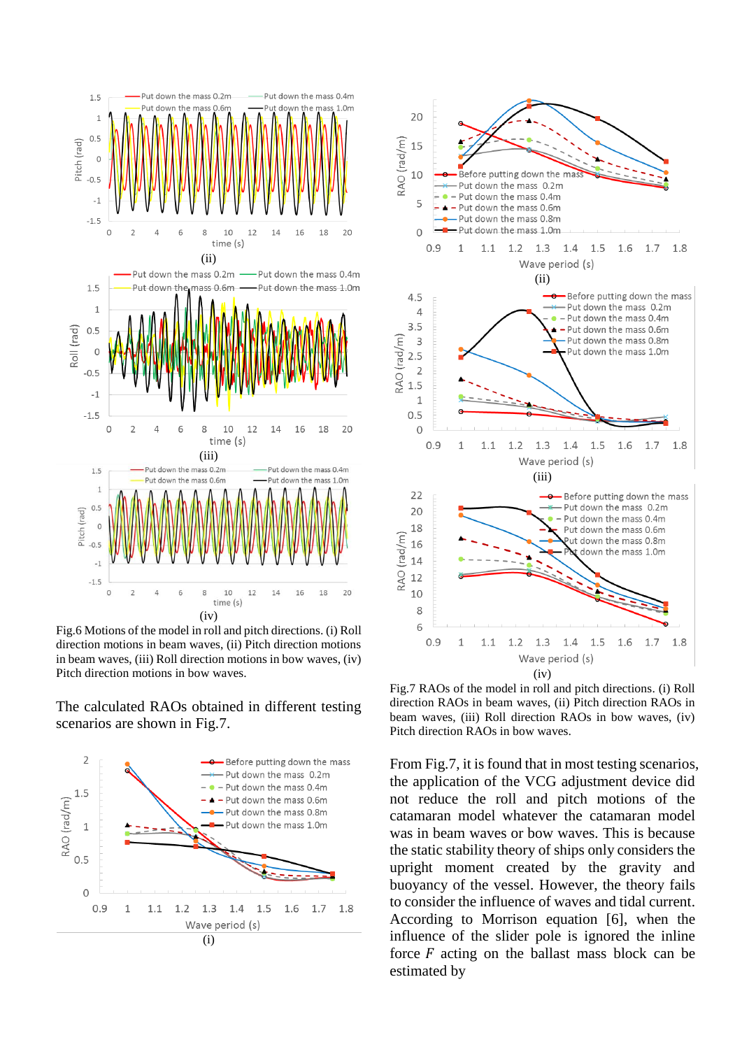Fig.6 Motions of the model in roll and pitch directions. (i) Roll direction motions in beam waves, (ii) Pitch direction motions in beam waves, (iii) Roll direction motions in bow waves, (iv) Pitch direction motions in bow waves.

The calculated RAOs obtained in different testing scenarios are shown in Fig.7.

Fig.7 RAOs of the model in roll and pitch directions. (i) Roll direction RAOs in beam waves, (ii) Pitch direction RAOs in beam waves, (iii) Roll direction RAOs in bow waves, (iv) Pitch direction RAOs in bow waves.

From Fig.7, it is found that in most testing scenarios, the application of the VCG adjustment device did not reduce the roll and pitch motions of the catamaran model whatever the catamaran model was in beam waves or bow waves. This is because the static stability theory of ships only considers the upright moment created by the gravity and buoyancy of the vessel. However, the theory fails to consider the influence of waves and tidal current. According to Morrison equation [6], when the influence of the slider pole is ignored the inline force $F$ acting on the ballast mass block can be estimated by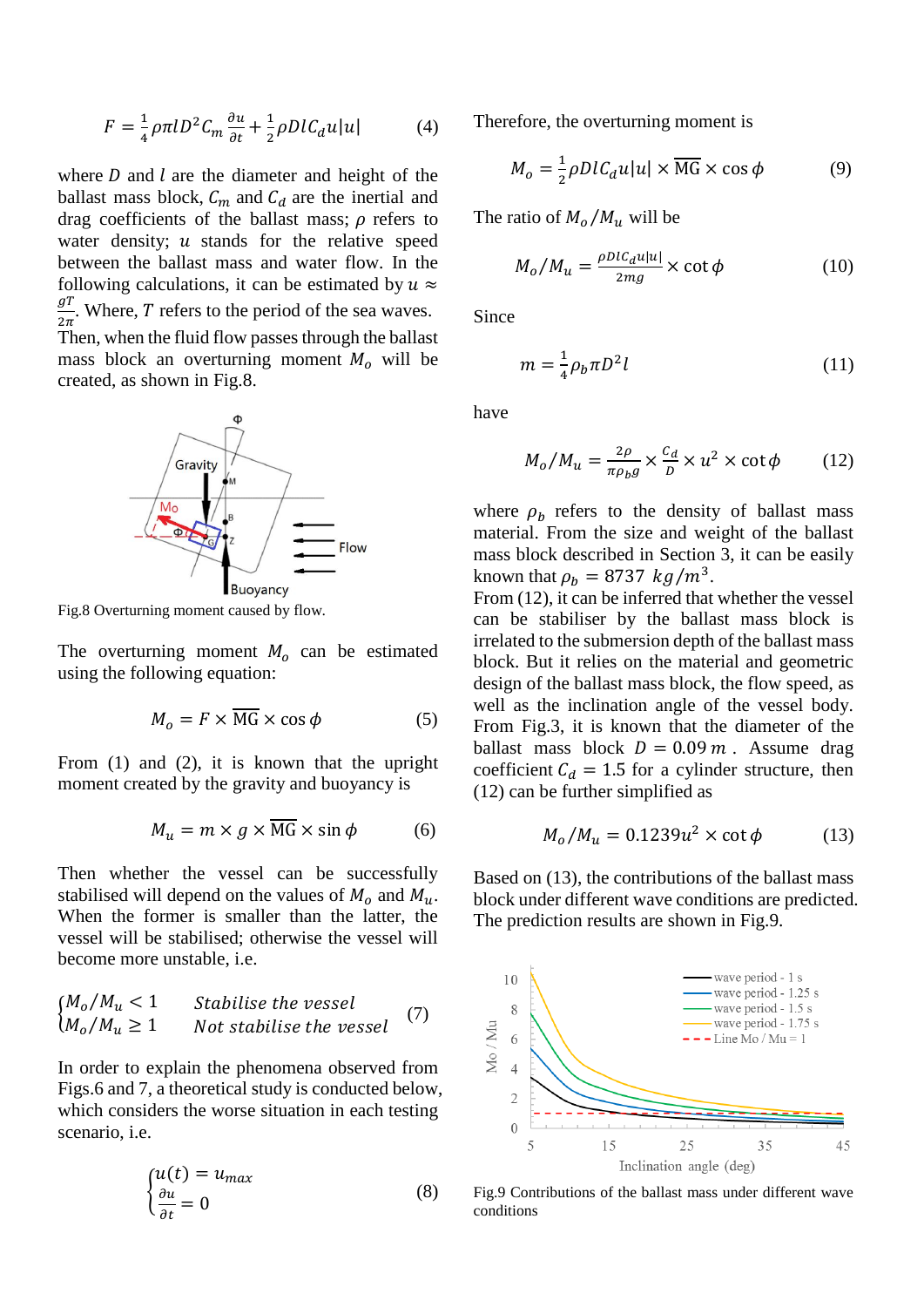$$F = \frac{1}{4}\rho\pi l D^2 C_m \frac{\partial u}{\partial t} + \frac{1}{2}\rho D l C_d u|u| \tag{4}$$

where $D$ and $l$ are the diameter and height of the ballast mass block, $C_m$ and $C_d$ are the inertial and drag coefficients of the ballast mass; $\rho$ refers to water density; $u$ stands for the relative speed between the ballast mass and water flow. In the following calculations, it can be estimated by $u \approx \frac{gT}{2\pi}$. Where, $T$ refers to the period of the sea waves. Then, when the fluid flow passes through the ballast mass block an overturning moment $M_o$ will be created, as shown in Fig.8.

Fig.8 Overturning moment caused by flow.

The overturning moment $M_o$ can be estimated using the following equation:

$$M_o = F \times \overline{\text{MG}} \times \cos\phi \tag{5}$$

From (1) and (2), it is known that the upright moment created by the gravity and buoyancy is

$$M_u = m \times g \times \overline{\text{MG}} \times \sin\phi \tag{6}$$

Then whether the vessel can be successfully stabilised will depend on the values of $M_o$ and $M_u$. When the former is smaller than the latter, the vessel will be stabilised; otherwise the vessel will become more unstable, i.e.

$$\begin{cases} M_o/M_u < 1 & \textit{Stabilise the vessel} \\ M_o/M_u \geq 1 & \textit{Not stabilise the vessel} \end{cases} \tag{7}$$

In order to explain the phenomena observed from Figs.6 and 7, a theoretical study is conducted below, which considers the worse situation in each testing scenario, i.e.

$$\begin{cases} u(t) = u_{max} \\ \frac{\partial u}{\partial t} = 0 \end{cases} \tag{8}$$

Therefore, the overturning moment is

$$M_o = \frac{1}{2}\rho D l C_d u|u| \times \overline{\text{MG}} \times \cos\phi \tag{9}$$

The ratio of $M_o/M_u$ will be

$$M_o/M_u = \frac{\rho D l C_d u|u|}{2mg} \times \cot\phi \tag{10}$$

Since

$$m = \frac{1}{4}\rho_b \pi D^2 l \tag{11}$$

have

$$M_o/M_u = \frac{2\rho}{\pi\rho_b g} \times \frac{C_d}{D} \times u^2 \times \cot\phi \tag{12}$$

where $\rho_b$ refers to the density of ballast mass material. From the size and weight of the ballast mass block described in Section 3, it can be easily known that $\rho_b = 8737\ kg/m^3$.

From (12), it can be inferred that whether the vessel can be stabiliser by the ballast mass block is irrelated to the submersion depth of the ballast mass block. But it relies on the material and geometric design of the ballast mass block, the flow speed, as well as the inclination angle of the vessel body. From Fig.3, it is known that the diameter of the ballast mass block $D = 0.09\,m$. Assume drag coefficient $C_d = 1.5$ for a cylinder structure, then (12) can be further simplified as

$$M_o/M_u = 0.1239u^2 \times \cot\phi \tag{13}$$

Based on (13), the contributions of the ballast mass block under different wave conditions are predicted. The prediction results are shown in Fig.9.

Fig.9 Contributions of the ballast mass under different wave conditions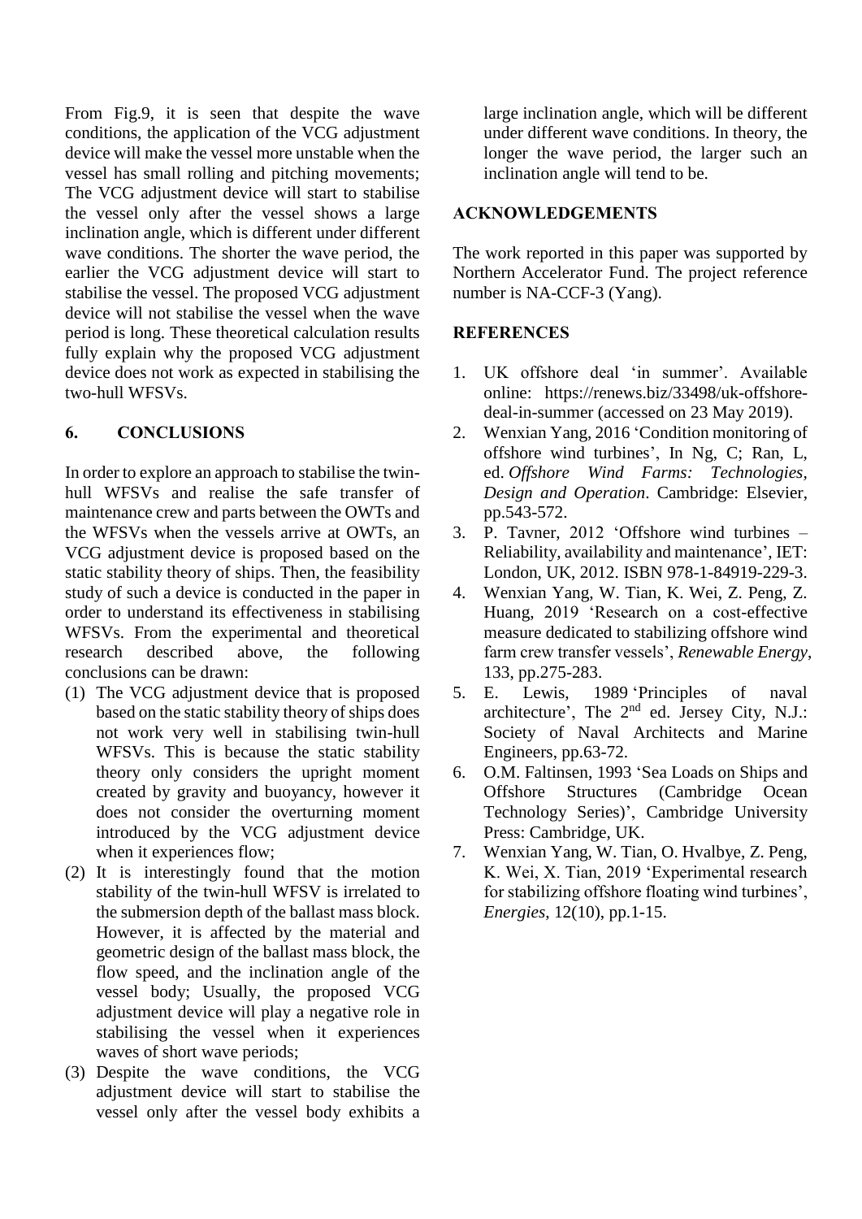From Fig.9, it is seen that despite the wave conditions, the application of the VCG adjustment device will make the vessel more unstable when the vessel has small rolling and pitching movements; The VCG adjustment device will start to stabilise the vessel only after the vessel shows a large inclination angle, which is different under different wave conditions. The shorter the wave period, the earlier the VCG adjustment device will start to stabilise the vessel. The proposed VCG adjustment device will not stabilise the vessel when the wave period is long. These theoretical calculation results fully explain why the proposed VCG adjustment device does not work as expected in stabilising the two-hull WFSVs.

## 6. CONCLUSIONS

In order to explore an approach to stabilise the twin-hull WFSVs and realise the safe transfer of maintenance crew and parts between the OWTs and the WFSVs when the vessels arrive at OWTs, an VCG adjustment device is proposed based on the static stability theory of ships. Then, the feasibility study of such a device is conducted in the paper in order to understand its effectiveness in stabilising WFSVs. From the experimental and theoretical research described above, the following conclusions can be drawn:

(1) The VCG adjustment device that is proposed based on the static stability theory of ships does not work very well in stabilising twin-hull WFSVs. This is because the static stability theory only considers the upright moment created by gravity and buoyancy, however it does not consider the overturning moment introduced by the VCG adjustment device when it experiences flow;

(2) It is interestingly found that the motion stability of the twin-hull WFSV is irrelated to the submersion depth of the ballast mass block. However, it is affected by the material and geometric design of the ballast mass block, the flow speed, and the inclination angle of the vessel body; Usually, the proposed VCG adjustment device will play a negative role in stabilising the vessel when it experiences waves of short wave periods;

(3) Despite the wave conditions, the VCG adjustment device will start to stabilise the vessel only after the vessel body exhibits a large inclination angle, which will be different under different wave conditions. In theory, the longer the wave period, the larger such an inclination angle will tend to be.

## ACKNOWLEDGEMENTS

The work reported in this paper was supported by Northern Accelerator Fund. The project reference number is NA-CCF-3 (Yang).

## REFERENCES

1. UK offshore deal 'in summer'. Available online: https://renews.biz/33498/uk-offshore-deal-in-summer (accessed on 23 May 2019).
2. Wenxian Yang, 2016 'Condition monitoring of offshore wind turbines', In Ng, C; Ran, L, ed. *Offshore Wind Farms: Technologies, Design and Operation*. Cambridge: Elsevier, pp.543-572.
3. P. Tavner, 2012 'Offshore wind turbines – Reliability, availability and maintenance', IET: London, UK, 2012. ISBN 978-1-84919-229-3.
4. Wenxian Yang, W. Tian, K. Wei, Z. Peng, Z. Huang, 2019 'Research on a cost-effective measure dedicated to stabilizing offshore wind farm crew transfer vessels', *Renewable Energy*, 133, pp.275-283.
5. E. Lewis, 1989 'Principles of naval architecture', The 2nd ed. Jersey City, N.J.: Society of Naval Architects and Marine Engineers, pp.63-72.
6. O.M. Faltinsen, 1993 'Sea Loads on Ships and Offshore Structures (Cambridge Ocean Technology Series)', Cambridge University Press: Cambridge, UK.
7. Wenxian Yang, W. Tian, O. Hvalbye, Z. Peng, K. Wei, X. Tian, 2019 'Experimental research for stabilizing offshore floating wind turbines', *Energies*, 12(10), pp.1-15.